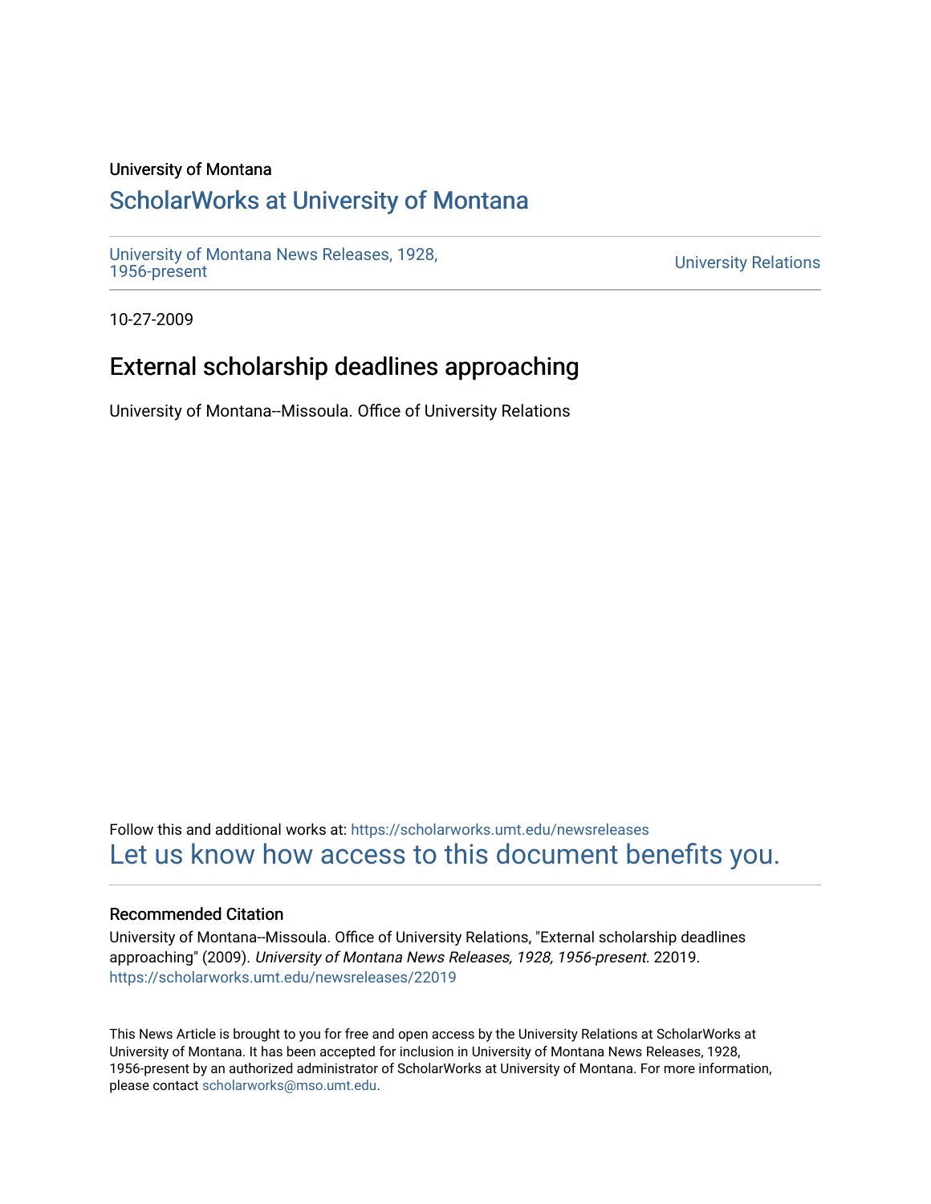University of Montana

## ScholarWorks at University of Montana

University of Montana News Releases, 1928, 1956-present

University Relations

10-27-2009

# External scholarship deadlines approaching

University of Montana--Missoula. Office of University Relations

Follow this and additional works at: https://scholarworks.umt.edu/newsreleases

Let us know how access to this document benefits you.

### Recommended Citation

University of Montana--Missoula. Office of University Relations, "External scholarship deadlines approaching" (2009). *University of Montana News Releases, 1928, 1956-present*. 22019.
https://scholarworks.umt.edu/newsreleases/22019

This News Article is brought to you for free and open access by the University Relations at ScholarWorks at University of Montana. It has been accepted for inclusion in University of Montana News Releases, 1928, 1956-present by an authorized administrator of ScholarWorks at University of Montana. For more information, please contact scholarworks@mso.umt.edu.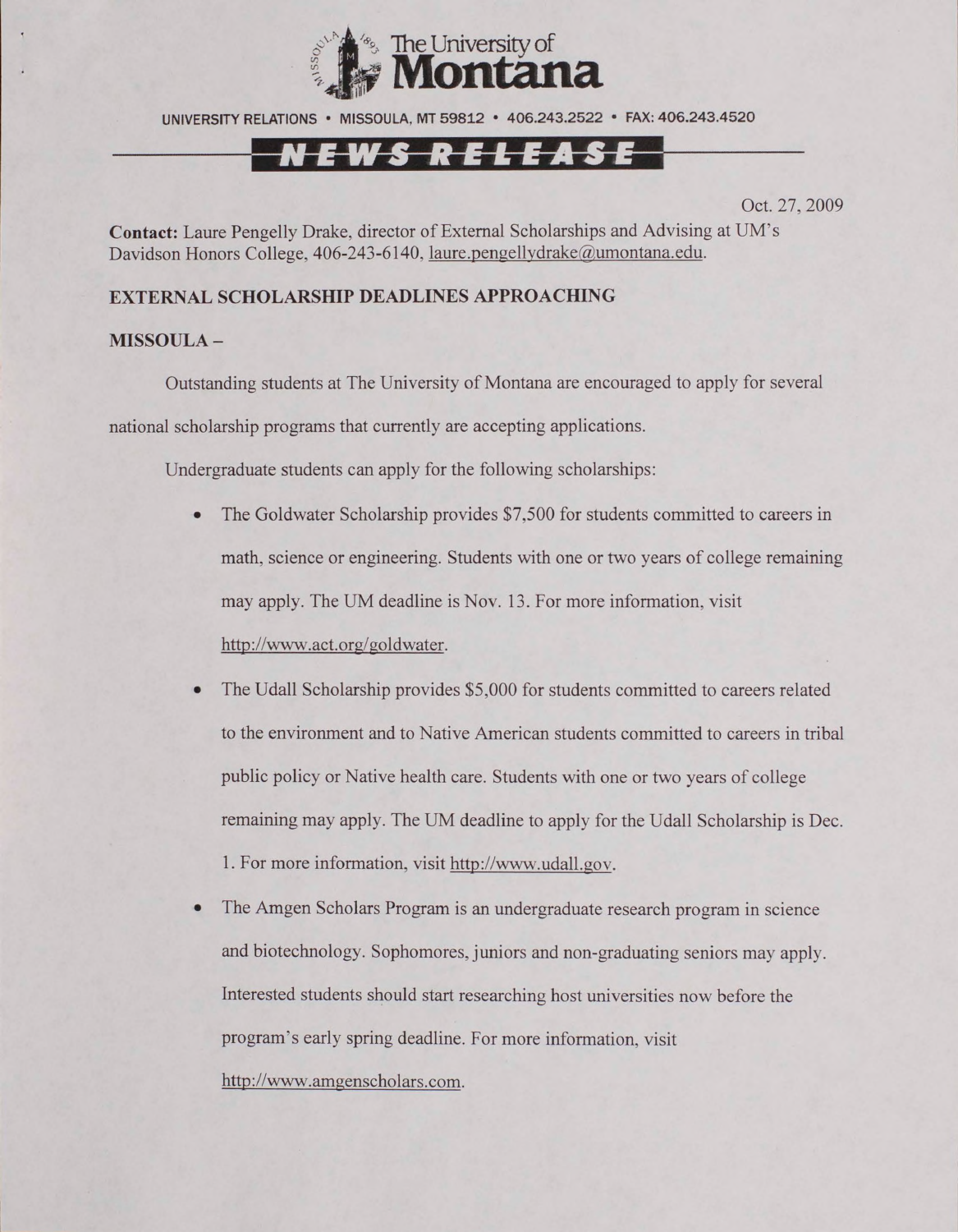**The University of Montana**

UNIVERSITY RELATIONS • MISSOULA, MT 59812 • 406.243.2522 • FAX: 406.243.4520

**NEWS RELEASE**

Oct. 27, 2009

**Contact:** Laure Pengelly Drake, director of External Scholarships and Advising at UM's Davidson Honors College, 406-243-6140, laure.pengellydrake@umontana.edu.

**EXTERNAL SCHOLARSHIP DEADLINES APPROACHING**

**MISSOULA –**

Outstanding students at The University of Montana are encouraged to apply for several national scholarship programs that currently are accepting applications.

Undergraduate students can apply for the following scholarships:

- The Goldwater Scholarship provides $7,500 for students committed to careers in math, science or engineering. Students with one or two years of college remaining may apply. The UM deadline is Nov. 13. For more information, visit http://www.act.org/goldwater.
- The Udall Scholarship provides $5,000 for students committed to careers related to the environment and to Native American students committed to careers in tribal public policy or Native health care. Students with one or two years of college remaining may apply. The UM deadline to apply for the Udall Scholarship is Dec. 1. For more information, visit http://www.udall.gov.
- The Amgen Scholars Program is an undergraduate research program in science and biotechnology. Sophomores, juniors and non-graduating seniors may apply. Interested students should start researching host universities now before the program's early spring deadline. For more information, visit http://www.amgenscholars.com.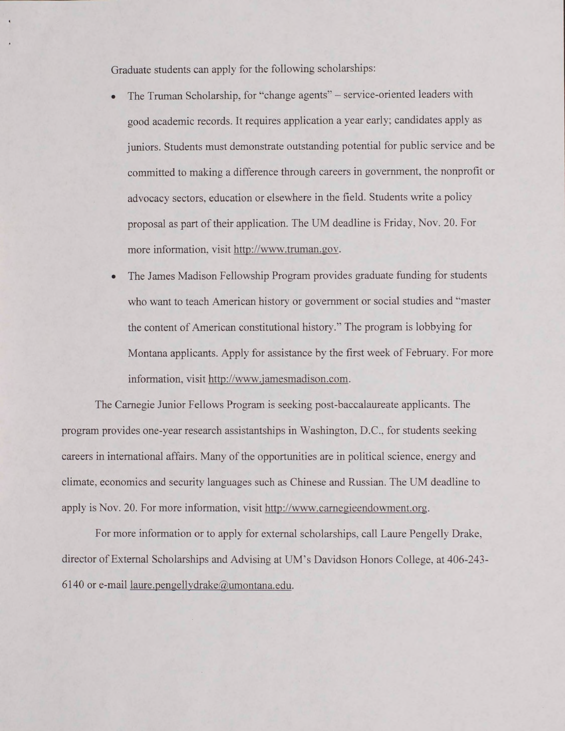Graduate students can apply for the following scholarships:

- The Truman Scholarship, for "change agents" – service-oriented leaders with good academic records. It requires application a year early; candidates apply as juniors. Students must demonstrate outstanding potential for public service and be committed to making a difference through careers in government, the nonprofit or advocacy sectors, education or elsewhere in the field. Students write a policy proposal as part of their application. The UM deadline is Friday, Nov. 20. For more information, visit http://www.truman.gov.
- The James Madison Fellowship Program provides graduate funding for students who want to teach American history or government or social studies and "master the content of American constitutional history." The program is lobbying for Montana applicants. Apply for assistance by the first week of February. For more information, visit http://www.jamesmadison.com.

The Carnegie Junior Fellows Program is seeking post-baccalaureate applicants. The program provides one-year research assistantships in Washington, D.C., for students seeking careers in international affairs. Many of the opportunities are in political science, energy and climate, economics and security languages such as Chinese and Russian. The UM deadline to apply is Nov. 20. For more information, visit http://www.carnegieendowment.org.

For more information or to apply for external scholarships, call Laure Pengelly Drake, director of External Scholarships and Advising at UM's Davidson Honors College, at 406-243-6140 or e-mail laure.pengellydrake@umontana.edu.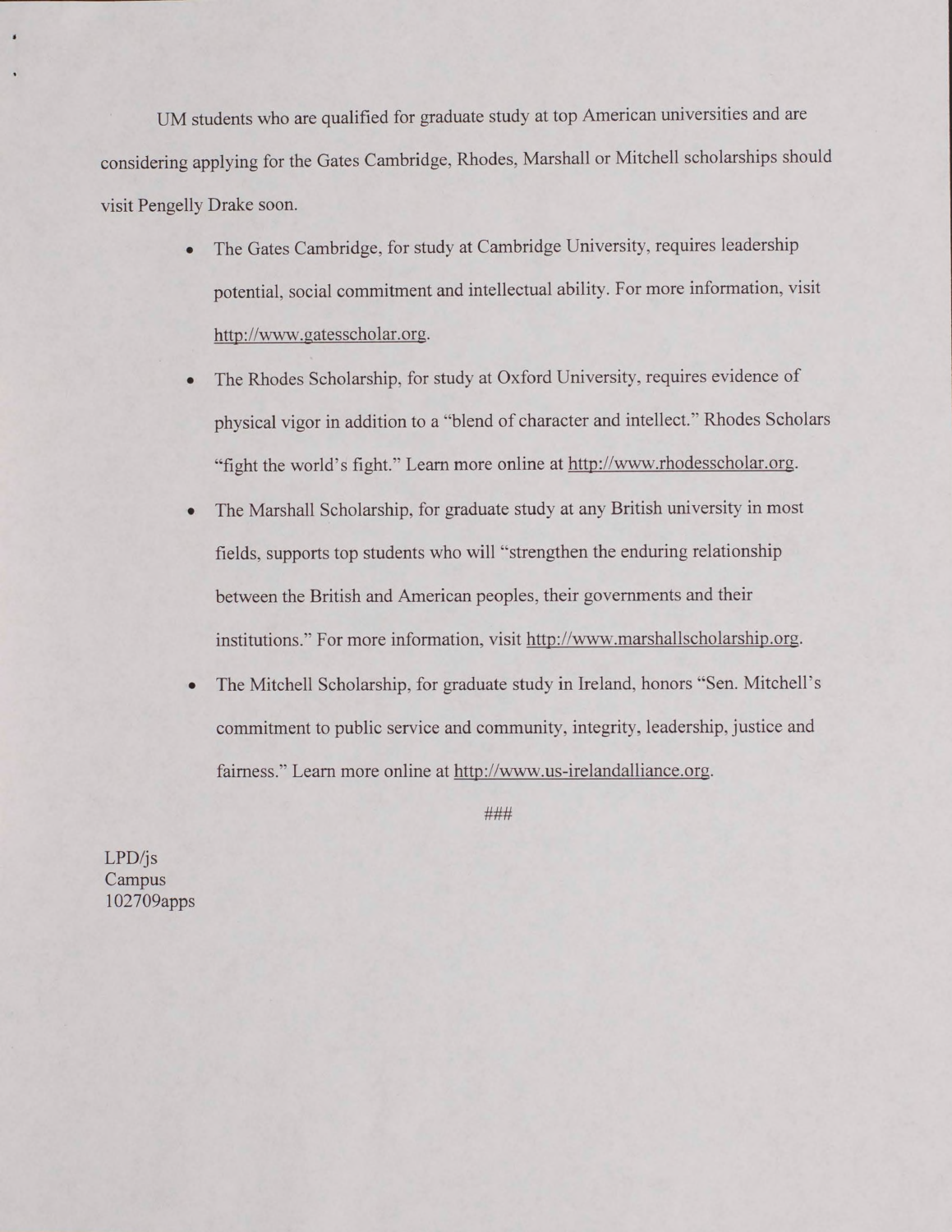UM students who are qualified for graduate study at top American universities and are considering applying for the Gates Cambridge, Rhodes, Marshall or Mitchell scholarships should visit Pengelly Drake soon.

- The Gates Cambridge, for study at Cambridge University, requires leadership potential, social commitment and intellectual ability. For more information, visit http://www.gatesscholar.org.
- The Rhodes Scholarship, for study at Oxford University, requires evidence of physical vigor in addition to a "blend of character and intellect." Rhodes Scholars "fight the world's fight." Learn more online at http://www.rhodesscholar.org.
- The Marshall Scholarship, for graduate study at any British university in most fields, supports top students who will "strengthen the enduring relationship between the British and American peoples, their governments and their institutions." For more information, visit http://www.marshallscholarship.org.
- The Mitchell Scholarship, for graduate study in Ireland, honors "Sen. Mitchell's commitment to public service and community, integrity, leadership, justice and fairness." Learn more online at http://www.us-irelandalliance.org.

###

LPD/js
Campus
102709apps